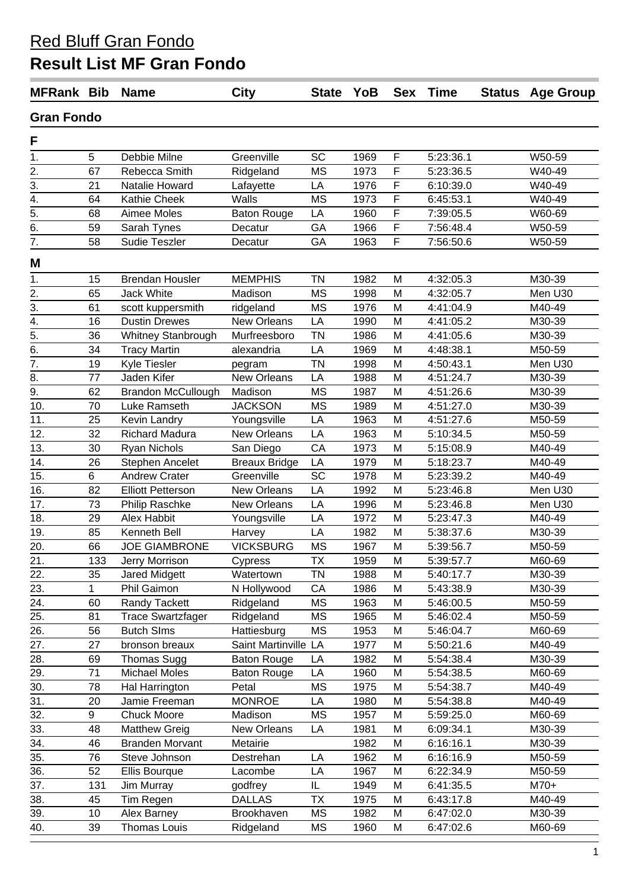# Red Bluff Gran Fondo

## Result List MF Gran Fondo

| MFRank | Bib | Name | City | State | YoB | Sex | Time | Status | Age Group |
|---|---|---|---|---|---|---|---|---|---|
| **Gran Fondo** | | | | | | | | | |
| **F** | | | | | | | | | |
| 1. | 5 | Debbie Milne | Greenville | SC | 1969 | F | 5:23:36.1 | | W50-59 |
| 2. | 67 | Rebecca Smith | Ridgeland | MS | 1973 | F | 5:23:36.5 | | W40-49 |
| 3. | 21 | Natalie Howard | Lafayette | LA | 1976 | F | 6:10:39.0 | | W40-49 |
| 4. | 64 | Kathie Cheek | Walls | MS | 1973 | F | 6:45:53.1 | | W40-49 |
| 5. | 68 | Aimee Moles | Baton Rouge | LA | 1960 | F | 7:39:05.5 | | W60-69 |
| 6. | 59 | Sarah Tynes | Decatur | GA | 1966 | F | 7:56:48.4 | | W50-59 |
| 7. | 58 | Sudie Teszler | Decatur | GA | 1963 | F | 7:56:50.6 | | W50-59 |
| **M** | | | | | | | | | |
| 1. | 15 | Brendan Housler | MEMPHIS | TN | 1982 | M | 4:32:05.3 | | M30-39 |
| 2. | 65 | Jack White | Madison | MS | 1998 | M | 4:32:05.7 | | Men U30 |
| 3. | 61 | scott kuppersmith | ridgeland | MS | 1976 | M | 4:41:04.9 | | M40-49 |
| 4. | 16 | Dustin Drewes | New Orleans | LA | 1990 | M | 4:41:05.2 | | M30-39 |
| 5. | 36 | Whitney Stanbrough | Murfreesboro | TN | 1986 | M | 4:41:05.6 | | M30-39 |
| 6. | 34 | Tracy Martin | alexandria | LA | 1969 | M | 4:48:38.1 | | M50-59 |
| 7. | 19 | Kyle Tiesler | pegram | TN | 1998 | M | 4:50:43.1 | | Men U30 |
| 8. | 77 | Jaden Kifer | New Orleans | LA | 1988 | M | 4:51:24.7 | | M30-39 |
| 9. | 62 | Brandon McCullough | Madison | MS | 1987 | M | 4:51:26.6 | | M30-39 |
| 10. | 70 | Luke Ramseth | JACKSON | MS | 1989 | M | 4:51:27.0 | | M30-39 |
| 11. | 25 | Kevin Landry | Youngsville | LA | 1963 | M | 4:51:27.6 | | M50-59 |
| 12. | 32 | Richard Madura | New Orleans | LA | 1963 | M | 5:10:34.5 | | M50-59 |
| 13. | 30 | Ryan Nichols | San Diego | CA | 1973 | M | 5:15:08.9 | | M40-49 |
| 14. | 26 | Stephen Ancelet | Breaux Bridge | LA | 1979 | M | 5:18:23.7 | | M40-49 |
| 15. | 6 | Andrew Crater | Greenville | SC | 1978 | M | 5:23:39.2 | | M40-49 |
| 16. | 82 | Elliott Petterson | New Orleans | LA | 1992 | M | 5:23:46.8 | | Men U30 |
| 17. | 73 | Philip Raschke | New Orleans | LA | 1996 | M | 5:23:46.8 | | Men U30 |
| 18. | 29 | Alex Habbit | Youngsville | LA | 1972 | M | 5:23:47.3 | | M40-49 |
| 19. | 85 | Kenneth Bell | Harvey | LA | 1982 | M | 5:38:37.6 | | M30-39 |
| 20. | 66 | JOE GIAMBRONE | VICKSBURG | MS | 1967 | M | 5:39:56.7 | | M50-59 |
| 21. | 133 | Jerry Morrison | Cypress | TX | 1959 | M | 5:39:57.7 | | M60-69 |
| 22. | 35 | Jared Midgett | Watertown | TN | 1988 | M | 5:40:17.7 | | M30-39 |
| 23. | 1 | Phil Gaimon | N Hollywood | CA | 1986 | M | 5:43:38.9 | | M30-39 |
| 24. | 60 | Randy Tackett | Ridgeland | MS | 1963 | M | 5:46:00.5 | | M50-59 |
| 25. | 81 | Trace Swartzfager | Ridgeland | MS | 1965 | M | 5:46:02.4 | | M50-59 |
| 26. | 56 | Butch SIms | Hattiesburg | MS | 1953 | M | 5:46:04.7 | | M60-69 |
| 27. | 27 | bronson breaux | Saint Martinville | LA | 1977 | M | 5:50:21.6 | | M40-49 |
| 28. | 69 | Thomas Sugg | Baton Rouge | LA | 1982 | M | 5:54:38.4 | | M30-39 |
| 29. | 71 | Michael Moles | Baton Rouge | LA | 1960 | M | 5:54:38.5 | | M60-69 |
| 30. | 78 | Hal Harrington | Petal | MS | 1975 | M | 5:54:38.7 | | M40-49 |
| 31. | 20 | Jamie Freeman | MONROE | LA | 1980 | M | 5:54:38.8 | | M40-49 |
| 32. | 9 | Chuck Moore | Madison | MS | 1957 | M | 5:59:25.0 | | M60-69 |
| 33. | 48 | Matthew Greig | New Orleans | LA | 1981 | M | 6:09:34.1 | | M30-39 |
| 34. | 46 | Branden Morvant | Metairie | | 1982 | M | 6:16:16.1 | | M30-39 |
| 35. | 76 | Steve Johnson | Destrehan | LA | 1962 | M | 6:16:16.9 | | M50-59 |
| 36. | 52 | Ellis Bourque | Lacombe | LA | 1967 | M | 6:22:34.9 | | M50-59 |
| 37. | 131 | Jim Murray | godfrey | IL | 1949 | M | 6:41:35.5 | | M70+ |
| 38. | 45 | Tim Regen | DALLAS | TX | 1975 | M | 6:43:17.8 | | M40-49 |
| 39. | 10 | Alex Barney | Brookhaven | MS | 1982 | M | 6:47:02.0 | | M30-39 |
| 40. | 39 | Thomas Louis | Ridgeland | MS | 1960 | M | 6:47:02.6 | | M60-69 |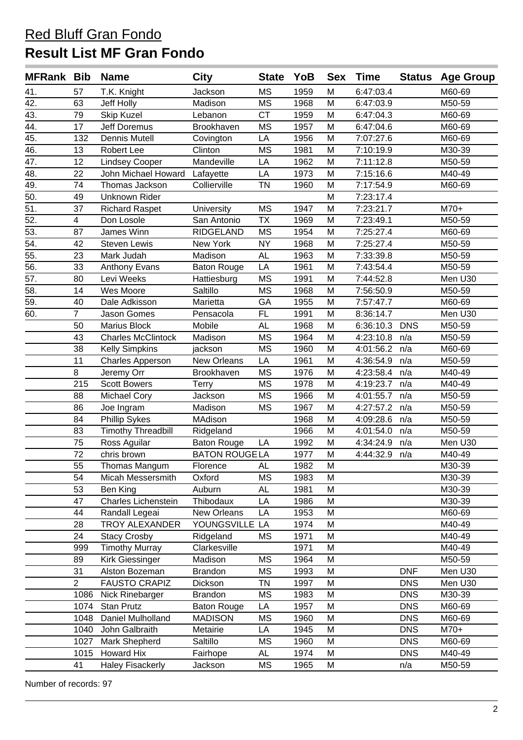# Red Bluff Gran Fondo

## Result List MF Gran Fondo

| MFRank | Bib | Name | City | State | YoB | Sex | Time | Status | Age Group |
|---|---|---|---|---|---|---|---|---|---|
| 41. | 57 | T.K. Knight | Jackson | MS | 1959 | M | 6:47:03.4 | | M60-69 |
| 42. | 63 | Jeff Holly | Madison | MS | 1968 | M | 6:47:03.9 | | M50-59 |
| 43. | 79 | Skip Kuzel | Lebanon | CT | 1959 | M | 6:47:04.3 | | M60-69 |
| 44. | 17 | Jeff Doremus | Brookhaven | MS | 1957 | M | 6:47:04.6 | | M60-69 |
| 45. | 132 | Dennis Mutell | Covington | LA | 1956 | M | 7:07:27.6 | | M60-69 |
| 46. | 13 | Robert Lee | Clinton | MS | 1981 | M | 7:10:19.9 | | M30-39 |
| 47. | 12 | Lindsey Cooper | Mandeville | LA | 1962 | M | 7:11:12.8 | | M50-59 |
| 48. | 22 | John Michael Howard | Lafayette | LA | 1973 | M | 7:15:16.6 | | M40-49 |
| 49. | 74 | Thomas Jackson | Collierville | TN | 1960 | M | 7:17:54.9 | | M60-69 |
| 50. | 49 | Unknown Rider | | | | M | 7:23:17.4 | | |
| 51. | 37 | Richard Raspet | University | MS | 1947 | M | 7:23:21.7 | | M70+ |
| 52. | 4 | Don Losole | San Antonio | TX | 1969 | M | 7:23:49.1 | | M50-59 |
| 53. | 87 | James Winn | RIDGELAND | MS | 1954 | M | 7:25:27.4 | | M60-69 |
| 54. | 42 | Steven Lewis | New York | NY | 1968 | M | 7:25:27.4 | | M50-59 |
| 55. | 23 | Mark Judah | Madison | AL | 1963 | M | 7:33:39.8 | | M50-59 |
| 56. | 33 | Anthony Evans | Baton Rouge | LA | 1961 | M | 7:43:54.4 | | M50-59 |
| 57. | 80 | Levi Weeks | Hattiesburg | MS | 1991 | M | 7:44:52.8 | | Men U30 |
| 58. | 14 | Wes Moore | Saltillo | MS | 1968 | M | 7:56:50.9 | | M50-59 |
| 59. | 40 | Dale Adkisson | Marietta | GA | 1955 | M | 7:57:47.7 | | M60-69 |
| 60. | 7 | Jason Gomes | Pensacola | FL | 1991 | M | 8:36:14.7 | | Men U30 |
| | 50 | Marius Block | Mobile | AL | 1968 | M | 6:36:10.3 | DNS | M50-59 |
| | 43 | Charles McClintock | Madison | MS | 1964 | M | 4:23:10.8 | n/a | M50-59 |
| | 38 | Kelly Simpkins | jackson | MS | 1960 | M | 4:01:56.2 | n/a | M60-69 |
| | 11 | Charles Apperson | New Orleans | LA | 1961 | M | 4:36:54.9 | n/a | M50-59 |
| | 8 | Jeremy Orr | Brookhaven | MS | 1976 | M | 4:23:58.4 | n/a | M40-49 |
| | 215 | Scott Bowers | Terry | MS | 1978 | M | 4:19:23.7 | n/a | M40-49 |
| | 88 | Michael Cory | Jackson | MS | 1966 | M | 4:01:55.7 | n/a | M50-59 |
| | 86 | Joe Ingram | Madison | MS | 1967 | M | 4:27:57.2 | n/a | M50-59 |
| | 84 | Phillip Sykes | MAdison | | 1968 | M | 4:09:28.6 | n/a | M50-59 |
| | 83 | Timothy Threadbill | Ridgeland | | 1966 | M | 4:01:54.0 | n/a | M50-59 |
| | 75 | Ross Aguilar | Baton Rouge | LA | 1992 | M | 4:34:24.9 | n/a | Men U30 |
| | 72 | chris brown | BATON ROUGE | LA | 1977 | M | 4:44:32.9 | n/a | M40-49 |
| | 55 | Thomas Mangum | Florence | AL | 1982 | M | | | M30-39 |
| | 54 | Micah Messersmith | Oxford | MS | 1983 | M | | | M30-39 |
| | 53 | Ben King | Auburn | AL | 1981 | M | | | M30-39 |
| | 47 | Charles Lichenstein | Thibodaux | LA | 1986 | M | | | M30-39 |
| | 44 | Randall Legeai | New Orleans | LA | 1953 | M | | | M60-69 |
| | 28 | TROY ALEXANDER | YOUNGSVILLE | LA | 1974 | M | | | M40-49 |
| | 24 | Stacy Crosby | Ridgeland | MS | 1971 | M | | | M40-49 |
| | 999 | Timothy Murray | Clarkesville | | 1971 | M | | | M40-49 |
| | 89 | Kirk Giessinger | Madison | MS | 1964 | M | | | M50-59 |
| | 31 | Alston Bozeman | Brandon | MS | 1993 | M | | DNF | Men U30 |
| | 2 | FAUSTO CRAPIZ | Dickson | TN | 1997 | M | | DNS | Men U30 |
| | 1086 | Nick Rinebarger | Brandon | MS | 1983 | M | | DNS | M30-39 |
| | 1074 | Stan Prutz | Baton Rouge | LA | 1957 | M | | DNS | M60-69 |
| | 1048 | Daniel Mulholland | MADISON | MS | 1960 | M | | DNS | M60-69 |
| | 1040 | John Galbraith | Metairie | LA | 1945 | M | | DNS | M70+ |
| | 1027 | Mark Shepherd | Saltillo | MS | 1960 | M | | DNS | M60-69 |
| | 1015 | Howard Hix | Fairhope | AL | 1974 | M | | DNS | M40-49 |
| | 41 | Haley Fisackerly | Jackson | MS | 1965 | M | | n/a | M50-59 |

Number of records: 97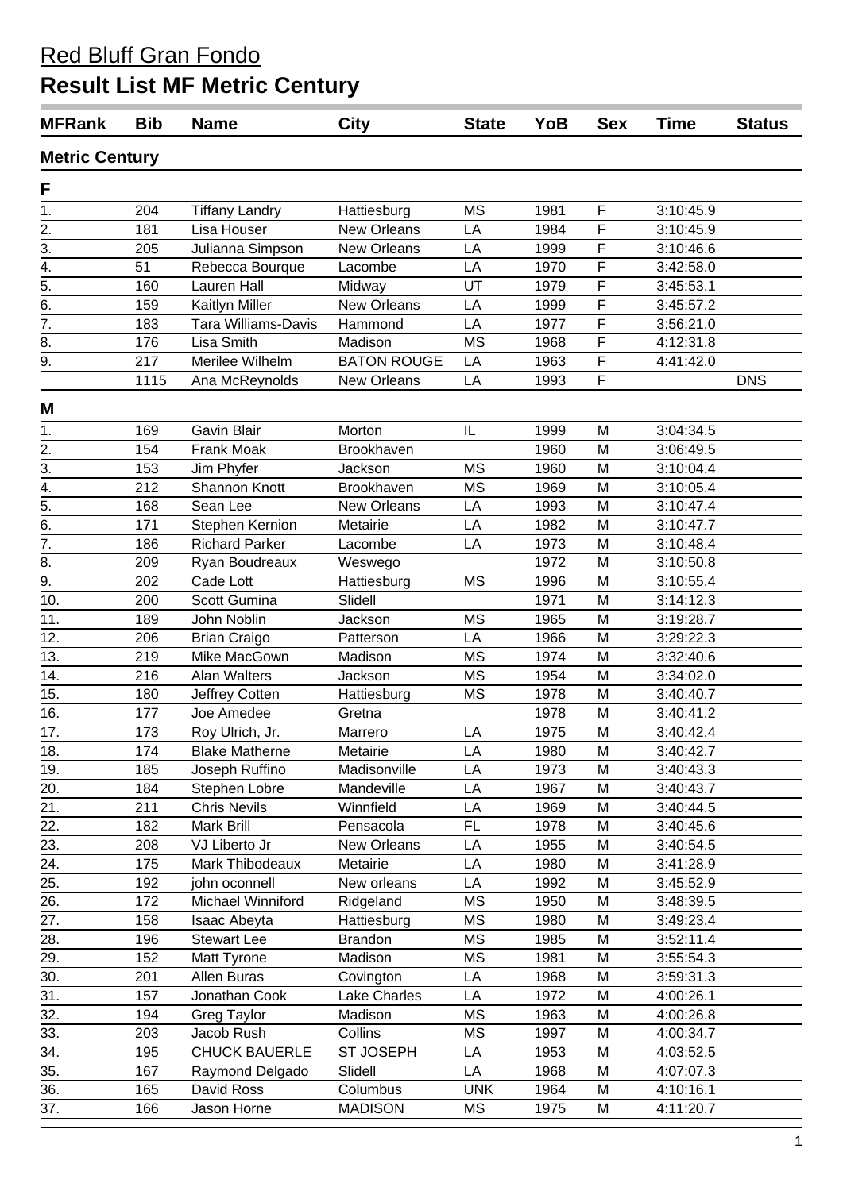# Red Bluff Gran Fondo

## Result List MF Metric Century

| MFRank | Bib | Name | City | State | YoB | Sex | Time | Status |
|---|---|---|---|---|---|---|---|---|
| **Metric Century** | | | | | | | | |
| **F** | | | | | | | | |
| 1. | 204 | Tiffany Landry | Hattiesburg | MS | 1981 | F | 3:10:45.9 | |
| 2. | 181 | Lisa Houser | New Orleans | LA | 1984 | F | 3:10:45.9 | |
| 3. | 205 | Julianna Simpson | New Orleans | LA | 1999 | F | 3:10:46.6 | |
| 4. | 51 | Rebecca Bourque | Lacombe | LA | 1970 | F | 3:42:58.0 | |
| 5. | 160 | Lauren Hall | Midway | UT | 1979 | F | 3:45:53.1 | |
| 6. | 159 | Kaitlyn Miller | New Orleans | LA | 1999 | F | 3:45:57.2 | |
| 7. | 183 | Tara Williams-Davis | Hammond | LA | 1977 | F | 3:56:21.0 | |
| 8. | 176 | Lisa Smith | Madison | MS | 1968 | F | 4:12:31.8 | |
| 9. | 217 | Merilee Wilhelm | BATON ROUGE | LA | 1963 | F | 4:41:42.0 | |
| | 1115 | Ana McReynolds | New Orleans | LA | 1993 | F | | DNS |
| **M** | | | | | | | | |
| 1. | 169 | Gavin Blair | Morton | IL | 1999 | M | 3:04:34.5 | |
| 2. | 154 | Frank Moak | Brookhaven | | 1960 | M | 3:06:49.5 | |
| 3. | 153 | Jim Phyfer | Jackson | MS | 1960 | M | 3:10:04.4 | |
| 4. | 212 | Shannon Knott | Brookhaven | MS | 1969 | M | 3:10:05.4 | |
| 5. | 168 | Sean Lee | New Orleans | LA | 1993 | M | 3:10:47.4 | |
| 6. | 171 | Stephen Kernion | Metairie | LA | 1982 | M | 3:10:47.7 | |
| 7. | 186 | Richard Parker | Lacombe | LA | 1973 | M | 3:10:48.4 | |
| 8. | 209 | Ryan Boudreaux | Weswego | | 1972 | M | 3:10:50.8 | |
| 9. | 202 | Cade Lott | Hattiesburg | MS | 1996 | M | 3:10:55.4 | |
| 10. | 200 | Scott Gumina | Slidell | | 1971 | M | 3:14:12.3 | |
| 11. | 189 | John Noblin | Jackson | MS | 1965 | M | 3:19:28.7 | |
| 12. | 206 | Brian Craigo | Patterson | LA | 1966 | M | 3:29:22.3 | |
| 13. | 219 | Mike MacGown | Madison | MS | 1974 | M | 3:32:40.6 | |
| 14. | 216 | Alan Walters | Jackson | MS | 1954 | M | 3:34:02.0 | |
| 15. | 180 | Jeffrey Cotten | Hattiesburg | MS | 1978 | M | 3:40:40.7 | |
| 16. | 177 | Joe Amedee | Gretna | | 1978 | M | 3:40:41.2 | |
| 17. | 173 | Roy Ulrich, Jr. | Marrero | LA | 1975 | M | 3:40:42.4 | |
| 18. | 174 | Blake Matherne | Metairie | LA | 1980 | M | 3:40:42.7 | |
| 19. | 185 | Joseph Ruffino | Madisonville | LA | 1973 | M | 3:40:43.3 | |
| 20. | 184 | Stephen Lobre | Mandeville | LA | 1967 | M | 3:40:43.7 | |
| 21. | 211 | Chris Nevils | Winnfield | LA | 1969 | M | 3:40:44.5 | |
| 22. | 182 | Mark Brill | Pensacola | FL | 1978 | M | 3:40:45.6 | |
| 23. | 208 | VJ Liberto Jr | New Orleans | LA | 1955 | M | 3:40:54.5 | |
| 24. | 175 | Mark Thibodeaux | Metairie | LA | 1980 | M | 3:41:28.9 | |
| 25. | 192 | john oconnell | New orleans | LA | 1992 | M | 3:45:52.9 | |
| 26. | 172 | Michael Winniford | Ridgeland | MS | 1950 | M | 3:48:39.5 | |
| 27. | 158 | Isaac Abeyta | Hattiesburg | MS | 1980 | M | 3:49:23.4 | |
| 28. | 196 | Stewart Lee | Brandon | MS | 1985 | M | 3:52:11.4 | |
| 29. | 152 | Matt Tyrone | Madison | MS | 1981 | M | 3:55:54.3 | |
| 30. | 201 | Allen Buras | Covington | LA | 1968 | M | 3:59:31.3 | |
| 31. | 157 | Jonathan Cook | Lake Charles | LA | 1972 | M | 4:00:26.1 | |
| 32. | 194 | Greg Taylor | Madison | MS | 1963 | M | 4:00:26.8 | |
| 33. | 203 | Jacob Rush | Collins | MS | 1997 | M | 4:00:34.7 | |
| 34. | 195 | CHUCK BAUERLE | ST JOSEPH | LA | 1953 | M | 4:03:52.5 | |
| 35. | 167 | Raymond Delgado | Slidell | LA | 1968 | M | 4:07:07.3 | |
| 36. | 165 | David Ross | Columbus | UNK | 1964 | M | 4:10:16.1 | |
| 37. | 166 | Jason Horne | MADISON | MS | 1975 | M | 4:11:20.7 | |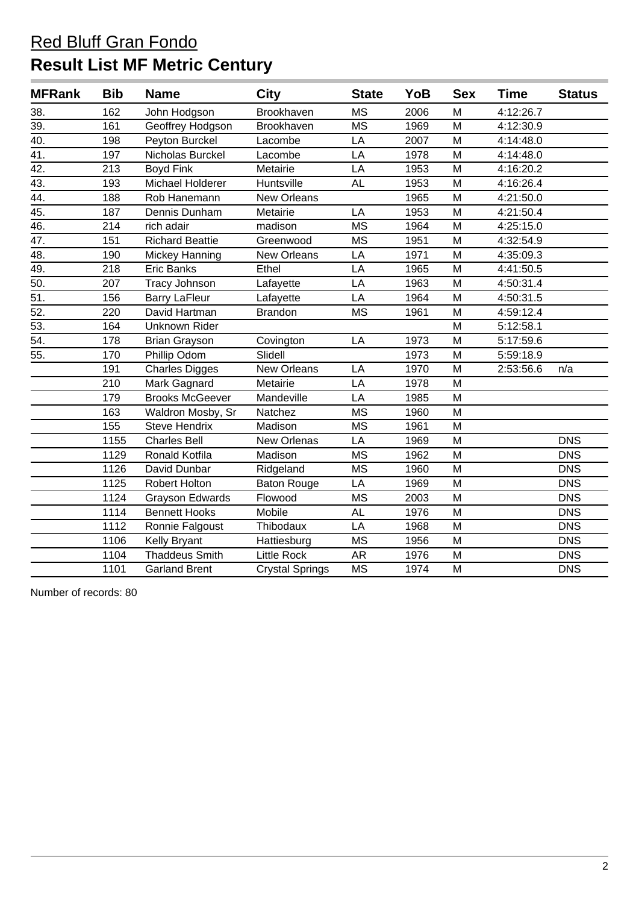# Red Bluff Gran Fondo

## Result List MF Metric Century

| MFRank | Bib | Name | City | State | YoB | Sex | Time | Status |
|---|---|---|---|---|---|---|---|---|
| 38. | 162 | John Hodgson | Brookhaven | MS | 2006 | M | 4:12:26.7 | |
| 39. | 161 | Geoffrey Hodgson | Brookhaven | MS | 1969 | M | 4:12:30.9 | |
| 40. | 198 | Peyton Burckel | Lacombe | LA | 2007 | M | 4:14:48.0 | |
| 41. | 197 | Nicholas Burckel | Lacombe | LA | 1978 | M | 4:14:48.0 | |
| 42. | 213 | Boyd Fink | Metairie | LA | 1953 | M | 4:16:20.2 | |
| 43. | 193 | Michael Holderer | Huntsville | AL | 1953 | M | 4:16:26.4 | |
| 44. | 188 | Rob Hanemann | New Orleans | | 1965 | M | 4:21:50.0 | |
| 45. | 187 | Dennis Dunham | Metairie | LA | 1953 | M | 4:21:50.4 | |
| 46. | 214 | rich adair | madison | MS | 1964 | M | 4:25:15.0 | |
| 47. | 151 | Richard Beattie | Greenwood | MS | 1951 | M | 4:32:54.9 | |
| 48. | 190 | Mickey Hanning | New Orleans | LA | 1971 | M | 4:35:09.3 | |
| 49. | 218 | Eric Banks | Ethel | LA | 1965 | M | 4:41:50.5 | |
| 50. | 207 | Tracy Johnson | Lafayette | LA | 1963 | M | 4:50:31.4 | |
| 51. | 156 | Barry LaFleur | Lafayette | LA | 1964 | M | 4:50:31.5 | |
| 52. | 220 | David Hartman | Brandon | MS | 1961 | M | 4:59:12.4 | |
| 53. | 164 | Unknown Rider | | | | M | 5:12:58.1 | |
| 54. | 178 | Brian Grayson | Covington | LA | 1973 | M | 5:17:59.6 | |
| 55. | 170 | Phillip Odom | Slidell | | 1973 | M | 5:59:18.9 | |
| | 191 | Charles Digges | New Orleans | LA | 1970 | M | 2:53:56.6 | n/a |
| | 210 | Mark Gagnard | Metairie | LA | 1978 | M | | |
| | 179 | Brooks McGeever | Mandeville | LA | 1985 | M | | |
| | 163 | Waldron Mosby, Sr | Natchez | MS | 1960 | M | | |
| | 155 | Steve Hendrix | Madison | MS | 1961 | M | | |
| | 1155 | Charles Bell | New Orlenas | LA | 1969 | M | | DNS |
| | 1129 | Ronald Kotfila | Madison | MS | 1962 | M | | DNS |
| | 1126 | David Dunbar | Ridgeland | MS | 1960 | M | | DNS |
| | 1125 | Robert Holton | Baton Rouge | LA | 1969 | M | | DNS |
| | 1124 | Grayson Edwards | Flowood | MS | 2003 | M | | DNS |
| | 1114 | Bennett Hooks | Mobile | AL | 1976 | M | | DNS |
| | 1112 | Ronnie Falgoust | Thibodaux | LA | 1968 | M | | DNS |
| | 1106 | Kelly Bryant | Hattiesburg | MS | 1956 | M | | DNS |
| | 1104 | Thaddeus Smith | Little Rock | AR | 1976 | M | | DNS |
| | 1101 | Garland Brent | Crystal Springs | MS | 1974 | M | | DNS |

Number of records: 80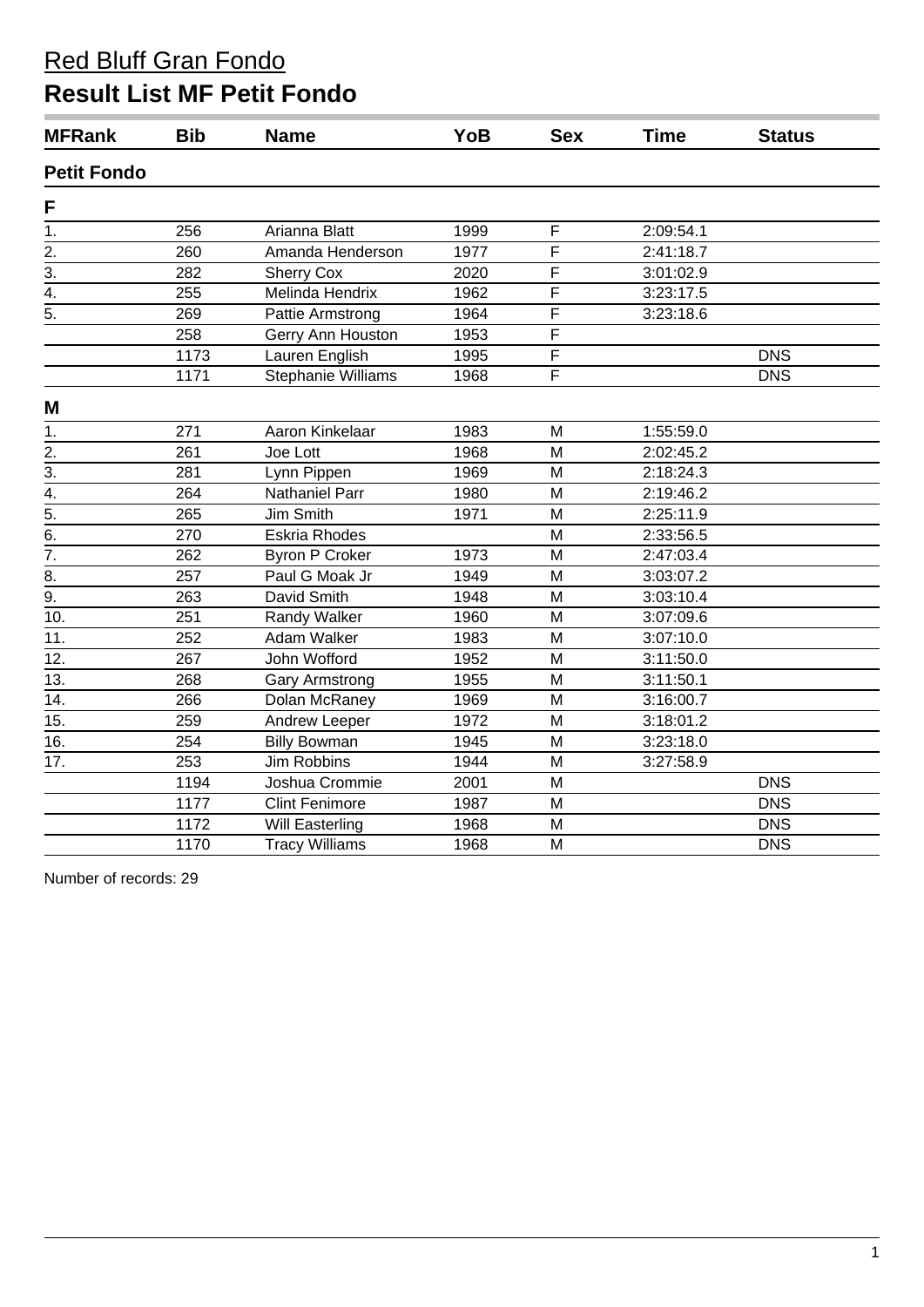# Red Bluff Gran Fondo

## Result List MF Petit Fondo

| MFRank | Bib | Name | YoB | Sex | Time | Status |
|---|---|---|---|---|---|---|
| **Petit Fondo** | | | | | | |
| **F** | | | | | | |
| 1. | 256 | Arianna Blatt | 1999 | F | 2:09:54.1 | |
| 2. | 260 | Amanda Henderson | 1977 | F | 2:41:18.7 | |
| 3. | 282 | Sherry Cox | 2020 | F | 3:01:02.9 | |
| 4. | 255 | Melinda Hendrix | 1962 | F | 3:23:17.5 | |
| 5. | 269 | Pattie Armstrong | 1964 | F | 3:23:18.6 | |
| | 258 | Gerry Ann Houston | 1953 | F | | |
| | 1173 | Lauren English | 1995 | F | | DNS |
| | 1171 | Stephanie Williams | 1968 | F | | DNS |
| **M** | | | | | | |
| 1. | 271 | Aaron Kinkelaar | 1983 | M | 1:55:59.0 | |
| 2. | 261 | Joe Lott | 1968 | M | 2:02:45.2 | |
| 3. | 281 | Lynn Pippen | 1969 | M | 2:18:24.3 | |
| 4. | 264 | Nathaniel Parr | 1980 | M | 2:19:46.2 | |
| 5. | 265 | Jim Smith | 1971 | M | 2:25:11.9 | |
| 6. | 270 | Eskria Rhodes | | M | 2:33:56.5 | |
| 7. | 262 | Byron P Croker | 1973 | M | 2:47:03.4 | |
| 8. | 257 | Paul G Moak Jr | 1949 | M | 3:03:07.2 | |
| 9. | 263 | David Smith | 1948 | M | 3:03:10.4 | |
| 10. | 251 | Randy Walker | 1960 | M | 3:07:09.6 | |
| 11. | 252 | Adam Walker | 1983 | M | 3:07:10.0 | |
| 12. | 267 | John Wofford | 1952 | M | 3:11:50.0 | |
| 13. | 268 | Gary Armstrong | 1955 | M | 3:11:50.1 | |
| 14. | 266 | Dolan McRaney | 1969 | M | 3:16:00.7 | |
| 15. | 259 | Andrew Leeper | 1972 | M | 3:18:01.2 | |
| 16. | 254 | Billy Bowman | 1945 | M | 3:23:18.0 | |
| 17. | 253 | Jim Robbins | 1944 | M | 3:27:58.9 | |
| | 1194 | Joshua Crommie | 2001 | M | | DNS |
| | 1177 | Clint Fenimore | 1987 | M | | DNS |
| | 1172 | Will Easterling | 1968 | M | | DNS |
| | 1170 | Tracy Williams | 1968 | M | | DNS |

Number of records: 29